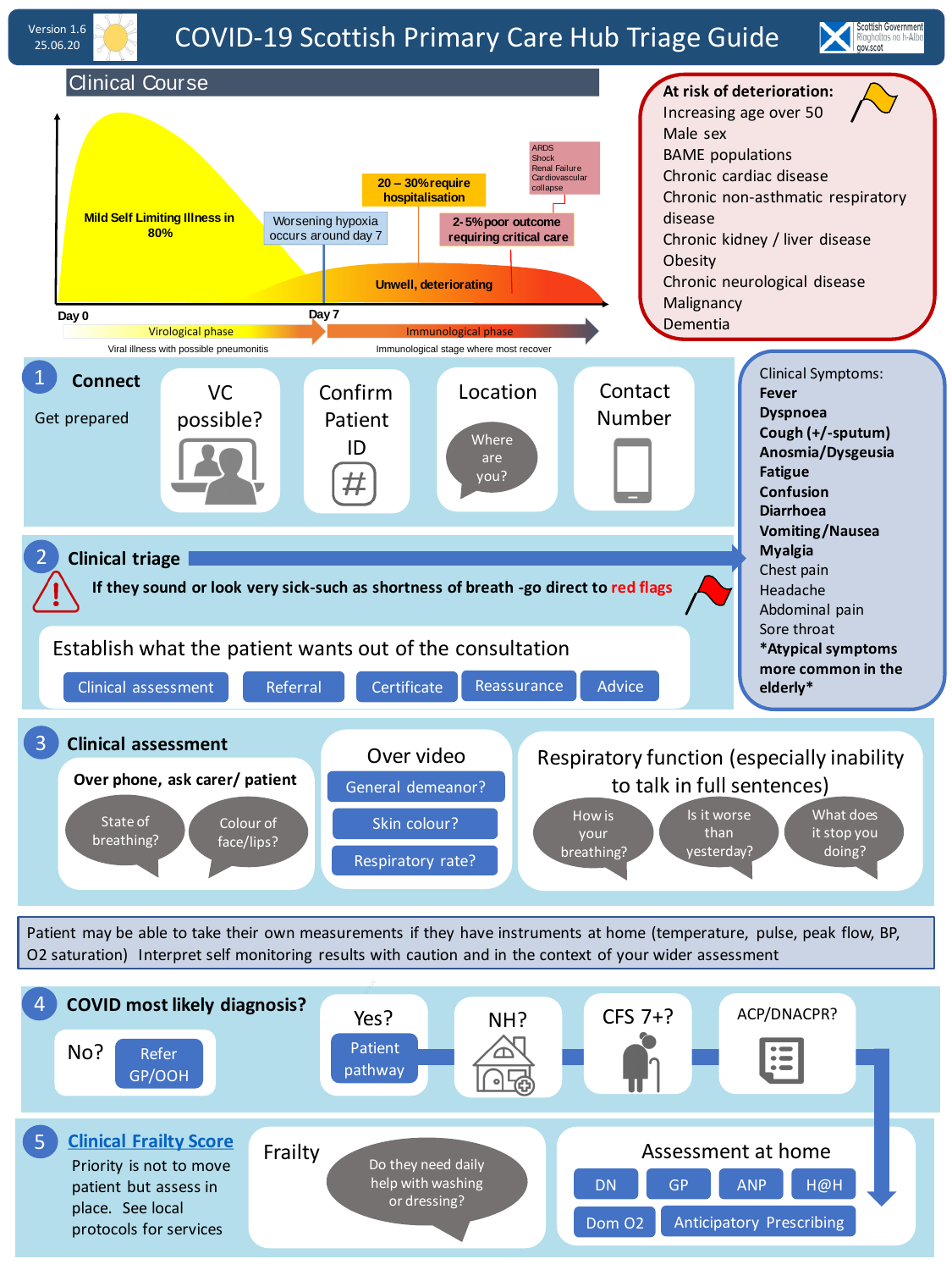Version 1.6
25.06.20

# COVID-19 Scottish Primary Care Hub Triage Guide

## Clinical Course

- Mild Self Limiting Illness in 80%
- Worsening hypoxia occurs around day 7
- 20 – 30% require hospitalisation
- 2-5% poor outcome requiring critical care
- ARDS, Shock, Renal Failure, Cardiovascular collapse
- Unwell, deteriorating

Day 0 — Day 7

Virological phase — Viral illness with possible pneumonitis

Immunological phase — Immunological stage where most recover

**At risk of deterioration:**

- Increasing age over 50
- Male sex
- BAME populations
- Chronic cardiac disease
- Chronic non-asthmatic respiratory disease
- Chronic kidney / liver disease
- Obesity
- Chronic neurological disease
- Malignancy
- Dementia

## 1 Connect

Get prepared

- VC possible?
- Confirm Patient ID
- Location — Where are you?
- Contact Number

## 2 Clinical triage

**If they sound or look very sick-such as shortness of breath -go direct to red flags**

Establish what the patient wants out of the consultation

- Clinical assessment
- Referral
- Certificate
- Reassurance
- Advice

Clinical Symptoms:

- **Fever**
- **Dyspnoea**
- **Cough (+/-sputum)**
- **Anosmia/Dysgeusia**
- **Fatigue**
- **Confusion**
- **Diarrhoea**
- **Vomiting/Nausea**
- **Myalgia**
- Chest pain
- Headache
- Abdominal pain
- Sore throat

***Atypical symptoms more common in the elderly***

## 3 Clinical assessment

**Over phone, ask carer/ patient**

- State of breathing?
- Colour of face/lips?

Over video

- General demeanor?
- Skin colour?
- Respiratory rate?

Respiratory function (especially inability to talk in full sentences)

- How is your breathing?
- Is it worse than yesterday?
- What does it stop you doing?

Patient may be able to take their own measurements if they have instruments at home (temperature, pulse, peak flow, BP, O2 saturation) Interpret self monitoring results with caution and in the context of your wider assessment

## 4 COVID most likely diagnosis?

- No? — Refer GP/OOH
- Yes? — Patient pathway
- NH?
- CFS 7+?
- ACP/DNACPR?

## 5 Clinical Frailty Score

Priority is not to move patient but assess in place. See local protocols for services

Frailty — Do they need daily help with washing or dressing?

Assessment at home

- DN
- GP
- ANP
- H@H
- Dom O2
- Anticipatory Prescribing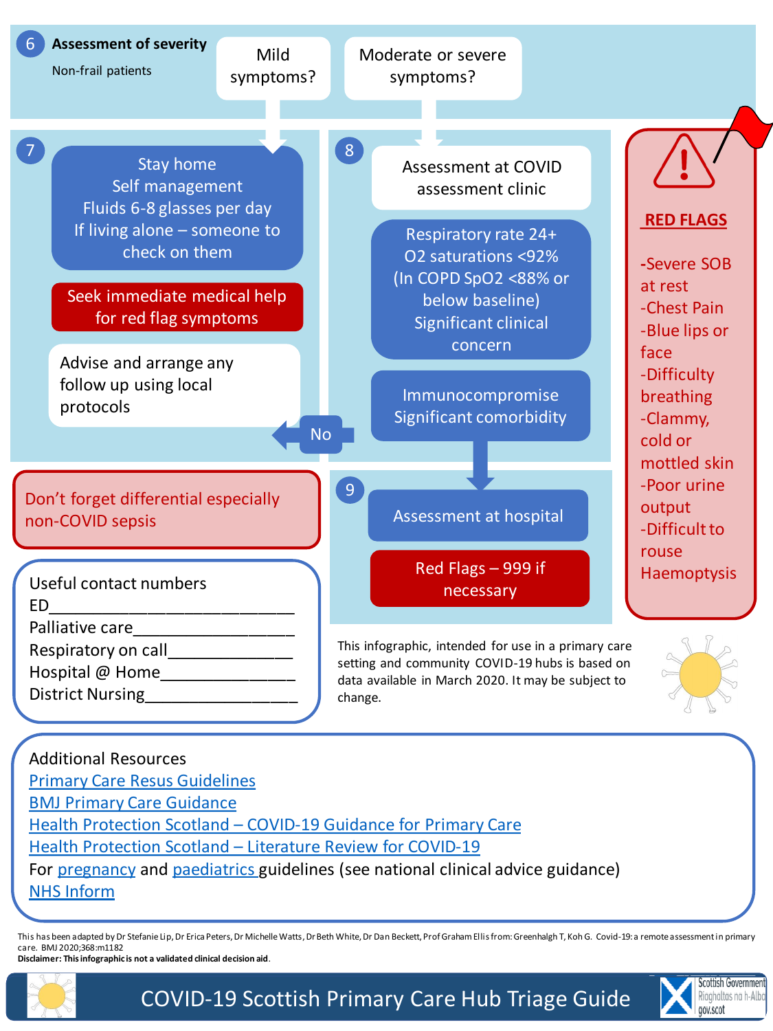## 6 Assessment of severity

Non-frail patients

Mild symptoms?

Moderate or severe symptoms?

## 7

Stay home
Self management
Fluids 6-8 glasses per day
If living alone – someone to check on them

Seek immediate medical help for red flag symptoms

Advise and arrange any follow up using local protocols

No

## 8

Assessment at COVID assessment clinic

Respiratory rate 24+
O2 saturations <92%
(In COPD SpO2 <88% or below baseline)
Significant clinical concern

Immunocompromise
Significant comorbidity

## 9

Assessment at hospital

Red Flags – 999 if necessary

## RED FLAGS

- Severe SOB at rest
- Chest Pain
- Blue lips or face
- Difficulty breathing
- Clammy, cold or mottled skin
- Poor urine output
- Difficult to rouse

Haemoptysis

Don't forget differential especially non-COVID sepsis

Useful contact numbers
ED_____________________________
Palliative care__________________
Respiratory on call______________
Hospital @ Home_______________
District Nursing_________________

This infographic, intended for use in a primary care setting and community COVID-19 hubs is based on data available in March 2020. It may be subject to change.

Additional Resources
Primary Care Resus Guidelines
BMJ Primary Care Guidance
Health Protection Scotland – COVID-19 Guidance for Primary Care
Health Protection Scotland – Literature Review for COVID-19
For pregnancy and paediatrics guidelines (see national clinical advice guidance)
NHS Inform

This has been adapted by Dr Stefanie Lip, Dr Erica Peters, Dr Michelle Watts, Dr Beth White, Dr Dan Beckett, Prof Graham Ellis from: Greenhalgh T, Koh G. Covid-19: a remote assessment in primary care. BMJ 2020;368:m1182

**Disclaimer: This infographic is not a validated clinical decision aid.**

COVID-19 Scottish Primary Care Hub Triage Guide

Scottish Government
Riaghaltas na h-Alba
gov.scot